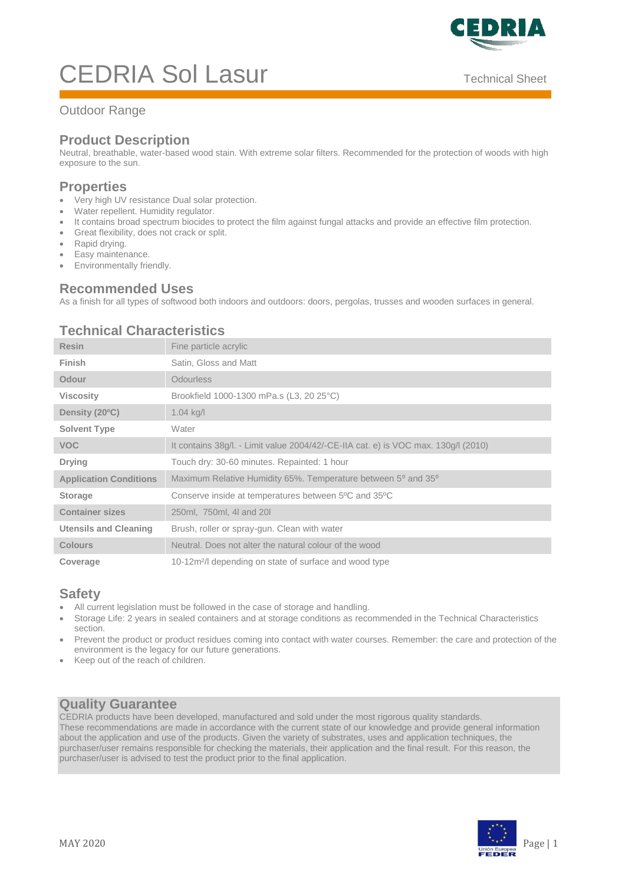# CEDRIA Sol Lasur

Technical Sheet

Outdoor Range

## Product Description

Neutral, breathable, water-based wood stain. With extreme solar filters. Recommended for the protection of woods with high exposure to the sun.

## Properties

- Very high UV resistance Dual solar protection.
- Water repellent. Humidity regulator.
- It contains broad spectrum biocides to protect the film against fungal attacks and provide an effective film protection.
- Great flexibility, does not crack or split.
- Rapid drying.
- Easy maintenance.
- Environmentally friendly.

## Recommended Uses

As a finish for all types of softwood both indoors and outdoors: doors, pergolas, trusses and wooden surfaces in general.

## Technical Characteristics

| | |
|---|---|
| **Resin** | Fine particle acrylic |
| **Finish** | Satin, Gloss and Matt |
| **Odour** | Odourless |
| **Viscosity** | Brookfield 1000-1300 mPa.s (L3, 20 25°C) |
| **Density (20ºC)** | 1.04 kg/l |
| **Solvent Type** | Water |
| **VOC** | It contains 38g/l. - Limit value 2004/42/-CE-IIA cat. e) is VOC max. 130g/l (2010) |
| **Drying** | Touch dry: 30-60 minutes. Repainted: 1 hour |
| **Application Conditions** | Maximum Relative Humidity 65%. Temperature between 5º and 35º |
| **Storage** | Conserve inside at temperatures between 5ºC and 35ºC |
| **Container sizes** | 250ml, 750ml, 4l and 20l |
| **Utensils and Cleaning** | Brush, roller or spray-gun. Clean with water |
| **Colours** | Neutral. Does not alter the natural colour of the wood |
| **Coverage** | 10-12m²/l depending on state of surface and wood type |

## Safety

- All current legislation must be followed in the case of storage and handling.
- Storage Life: 2 years in sealed containers and at storage conditions as recommended in the Technical Characteristics section.
- Prevent the product or product residues coming into contact with water courses. Remember: the care and protection of the environment is the legacy for our future generations.
- Keep out of the reach of children.

## Quality Guarantee

CEDRIA products have been developed, manufactured and sold under the most rigorous quality standards.
These recommendations are made in accordance with the current state of our knowledge and provide general information about the application and use of the products. Given the variety of substrates, uses and application techniques, the purchaser/user remains responsible for checking the materials, their application and the final result. For this reason, the purchaser/user is advised to test the product prior to the final application.

MAY 2020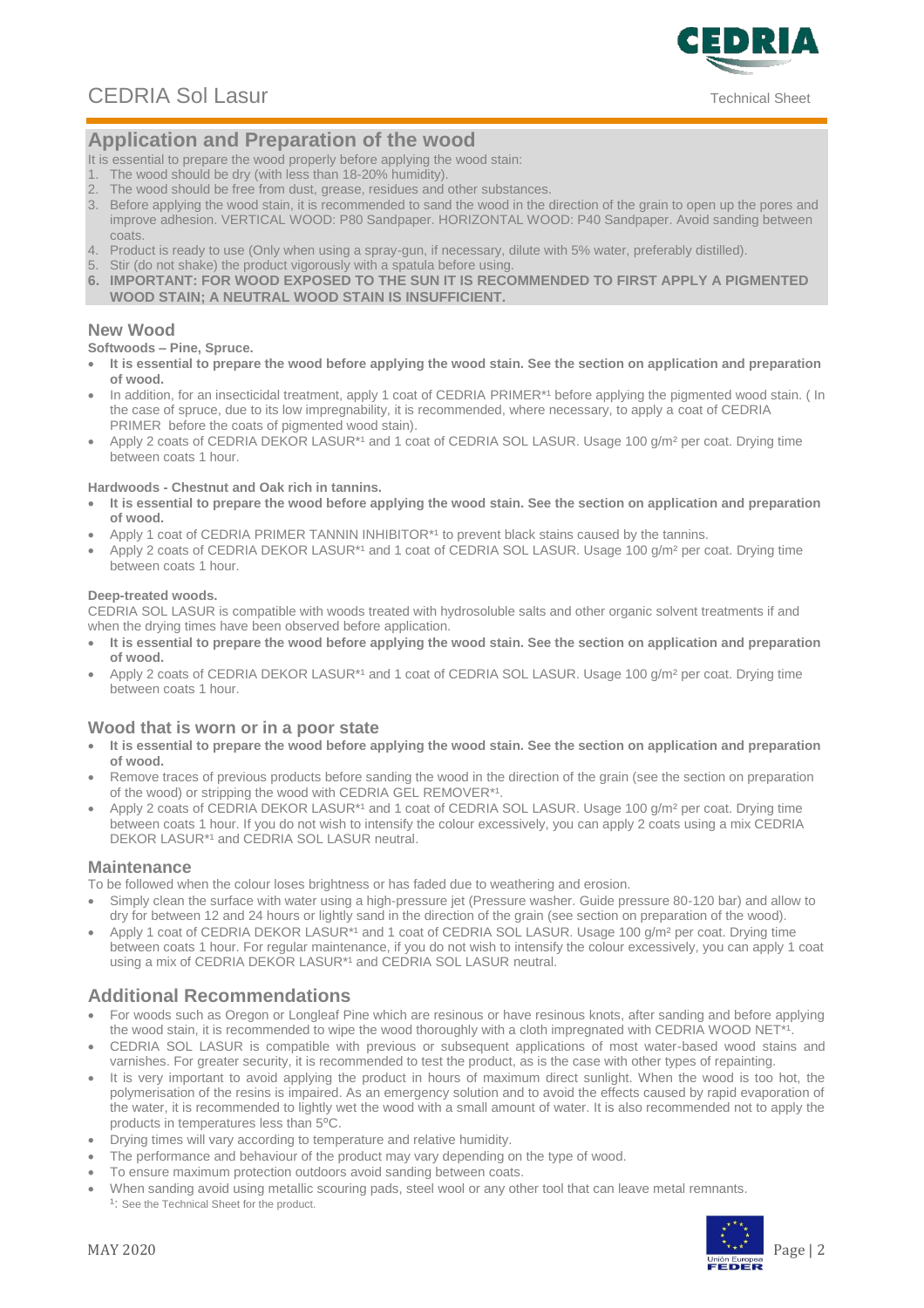## Application and Preparation of the wood

It is essential to prepare the wood properly before applying the wood stain:

1. The wood should be dry (with less than 18-20% humidity).
2. The wood should be free from dust, grease, residues and other substances.
3. Before applying the wood stain, it is recommended to sand the wood in the direction of the grain to open up the pores and improve adhesion. VERTICAL WOOD: P80 Sandpaper. HORIZONTAL WOOD: P40 Sandpaper. Avoid sanding between coats.
4. Product is ready to use (Only when using a spray-gun, if necessary, dilute with 5% water, preferably distilled).
5. Stir (do not shake) the product vigorously with a spatula before using.
6. **IMPORTANT: FOR WOOD EXPOSED TO THE SUN IT IS RECOMMENDED TO FIRST APPLY A PIGMENTED WOOD STAIN; A NEUTRAL WOOD STAIN IS INSUFFICIENT.**

## New Wood

**Softwoods – Pine, Spruce.**

- **It is essential to prepare the wood before applying the wood stain. See the section on application and preparation of wood.**
- In addition, for an insecticidal treatment, apply 1 coat of CEDRIA PRIMER*[1] before applying the pigmented wood stain. ( In the case of spruce, due to its low impregnability, it is recommended, where necessary, to apply a coat of CEDRIA PRIMER before the coats of pigmented wood stain).
- Apply 2 coats of CEDRIA DEKOR LASUR*[1] and 1 coat of CEDRIA SOL LASUR. Usage 100 g/m² per coat. Drying time between coats 1 hour.

**Hardwoods - Chestnut and Oak rich in tannins.**

- **It is essential to prepare the wood before applying the wood stain. See the section on application and preparation of wood.**
- Apply 1 coat of CEDRIA PRIMER TANNIN INHIBITOR*[1] to prevent black stains caused by the tannins.
- Apply 2 coats of CEDRIA DEKOR LASUR*[1] and 1 coat of CEDRIA SOL LASUR. Usage 100 g/m² per coat. Drying time between coats 1 hour.

**Deep-treated woods.**

CEDRIA SOL LASUR is compatible with woods treated with hydrosoluble salts and other organic solvent treatments if and when the drying times have been observed before application.

- **It is essential to prepare the wood before applying the wood stain. See the section on application and preparation of wood.**
- Apply 2 coats of CEDRIA DEKOR LASUR*[1] and 1 coat of CEDRIA SOL LASUR. Usage 100 g/m² per coat. Drying time between coats 1 hour.

## Wood that is worn or in a poor state

- **It is essential to prepare the wood before applying the wood stain. See the section on application and preparation of wood.**
- Remove traces of previous products before sanding the wood in the direction of the grain (see the section on preparation of the wood) or stripping the wood with CEDRIA GEL REMOVER*[1].
- Apply 2 coats of CEDRIA DEKOR LASUR*[1] and 1 coat of CEDRIA SOL LASUR. Usage 100 g/m² per coat. Drying time between coats 1 hour. If you do not wish to intensify the colour excessively, you can apply 2 coats using a mix CEDRIA DEKOR LASUR*[1] and CEDRIA SOL LASUR neutral.

## Maintenance

To be followed when the colour loses brightness or has faded due to weathering and erosion.

- Simply clean the surface with water using a high-pressure jet (Pressure washer. Guide pressure 80-120 bar) and allow to dry for between 12 and 24 hours or lightly sand in the direction of the grain (see section on preparation of the wood).
- Apply 1 coat of CEDRIA DEKOR LASUR*[1] and 1 coat of CEDRIA SOL LASUR. Usage 100 g/m² per coat. Drying time between coats 1 hour. For regular maintenance, if you do not wish to intensify the colour excessively, you can apply 1 coat using a mix of CEDRIA DEKOR LASUR*[1] and CEDRIA SOL LASUR neutral.

## Additional Recommendations

- For woods such as Oregon or Longleaf Pine which are resinous or have resinous knots, after sanding and before applying the wood stain, it is recommended to wipe the wood thoroughly with a cloth impregnated with CEDRIA WOOD NET*[1].
- CEDRIA SOL LASUR is compatible with previous or subsequent applications of most water-based wood stains and varnishes. For greater security, it is recommended to test the product, as is the case with other types of repainting.
- It is very important to avoid applying the product in hours of maximum direct sunlight. When the wood is too hot, the polymerisation of the resins is impaired. As an emergency solution and to avoid the effects caused by rapid evaporation of the water, it is recommended to lightly wet the wood with a small amount of water. It is also recommended not to apply the products in temperatures less than 5ºC.
- Drying times will vary according to temperature and relative humidity.
- The performance and behaviour of the product may vary depending on the type of wood.
- To ensure maximum protection outdoors avoid sanding between coats.
- When sanding avoid using metallic scouring pads, steel wool or any other tool that can leave metal remnants.

[1]: See the Technical Sheet for the product.

MAY 2020